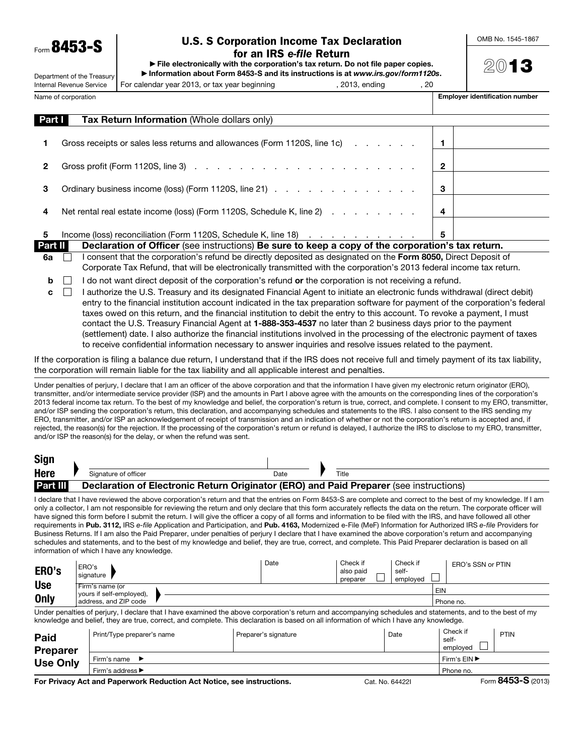Form **8453-S**

Department of the Treasury
Internal Revenue Service

# U.S. S Corporation Income Tax Declaration for an IRS *e-file* Return

▶ **File electronically with the corporation's tax return. Do not file paper copies.**
▶ **Information about Form 8453-S and its instructions is at *www.irs.gov/form1120s*.**

For calendar year 2013, or tax year beginning , 2013, ending , 20

OMB No. 1545-1867

**2013**

| Name of corporation | Employer identification number |
|---|---|
| | |

## Part I — Tax Return Information (Whole dollars only)

| | | | |
|---|---|---|---|
| **1** | Gross receipts or sales less returns and allowances (Form 1120S, line 1c) . . . . . . | **1** | |
| **2** | Gross profit (Form 1120S, line 3) . . . . . . . . . . . . . . . . . . . . . . . | **2** | |
| **3** | Ordinary business income (loss) (Form 1120S, line 21) . . . . . . . . . . . . . . | **3** | |
| **4** | Net rental real estate income (loss) (Form 1120S, Schedule K, line 2) . . . . . . . | **4** | |
| **5** | Income (loss) reconciliation (Form 1120S, Schedule K, line 18) . . . . . . . . . . | **5** | |

## Part II — Declaration of Officer (see instructions) Be sure to keep a copy of the corporation's tax return.

**6a** ☐ I consent that the corporation's refund be directly deposited as designated on the **Form 8050,** Direct Deposit of Corporate Tax Refund, that will be electronically transmitted with the corporation's 2013 federal income tax return.

**b** ☐ I do not want direct deposit of the corporation's refund **or** the corporation is not receiving a refund.

**c** ☐ I authorize the U.S. Treasury and its designated Financial Agent to initiate an electronic funds withdrawal (direct debit) entry to the financial institution account indicated in the tax preparation software for payment of the corporation's federal taxes owed on this return, and the financial institution to debit the entry to this account. To revoke a payment, I must contact the U.S. Treasury Financial Agent at **1-888-353-4537** no later than 2 business days prior to the payment (settlement) date. I also authorize the financial institutions involved in the processing of the electronic payment of taxes to receive confidential information necessary to answer inquiries and resolve issues related to the payment.

If the corporation is filing a balance due return, I understand that if the IRS does not receive full and timely payment of its tax liability, the corporation will remain liable for the tax liability and all applicable interest and penalties.

Under penalties of perjury, I declare that I am an officer of the above corporation and that the information I have given my electronic return originator (ERO), transmitter, and/or intermediate service provider (ISP) and the amounts in Part I above agree with the amounts on the corresponding lines of the corporation's 2013 federal income tax return. To the best of my knowledge and belief, the corporation's return is true, correct, and complete. I consent to my ERO, transmitter, and/or ISP sending the corporation's return, this declaration, and accompanying schedules and statements to the IRS. I also consent to the IRS sending my ERO, transmitter, and/or ISP an acknowledgement of receipt of transmission and an indication of whether or not the corporation's return is accepted and, if rejected, the reason(s) for the rejection. If the processing of the corporation's return or refund is delayed, I authorize the IRS to disclose to my ERO, transmitter, and/or ISP the reason(s) for the delay, or when the refund was sent.

| **Sign Here** | ▶ Signature of officer | Date | ▶ Title |
|---|---|---|---|

## Part III — Declaration of Electronic Return Originator (ERO) and Paid Preparer (see instructions)

I declare that I have reviewed the above corporation's return and that the entries on Form 8453-S are complete and correct to the best of my knowledge. If I am only a collector, I am not responsible for reviewing the return and only declare that this form accurately reflects the data on the return. The corporate officer will have signed this form before I submit the return. I will give the officer a copy of all forms and information to be filed with the IRS, and have followed all other requirements in **Pub. 3112,** IRS *e-file* Application and Participation, and **Pub. 4163,** Modernized e-File (MeF) Information for Authorized IRS *e-file* Providers for Business Returns. If I am also the Paid Preparer, under penalties of perjury I declare that I have examined the above corporation's return and accompanying schedules and statements, and to the best of my knowledge and belief, they are true, correct, and complete. This Paid Preparer declaration is based on all information of which I have any knowledge.

| **ERO's Use Only** | ERO's signature ▶ | Date | Check if also paid preparer ☐ | Check if self-employed ☐ | ERO's SSN or PTIN |
|---|---|---|---|---|---|
| | Firm's name (or yours if self-employed), address, and ZIP code ▶ | | | | EIN |
| | | | | | Phone no. |

Under penalties of perjury, I declare that I have examined the above corporation's return and accompanying schedules and statements, and to the best of my knowledge and belief, they are true, correct, and complete. This declaration is based on all information of which I have any knowledge.

| **Paid Preparer Use Only** | Print/Type preparer's name | Preparer's signature | Date | Check if self-employed ☐ | PTIN |
|---|---|---|---|---|---|
| | Firm's name ▶ | | | Firm's EIN ▶ | |
| | Firm's address ▶ | | | Phone no. | |

**For Privacy Act and Paperwork Reduction Act Notice, see instructions.** Cat. No. 64422I Form **8453-S** (2013)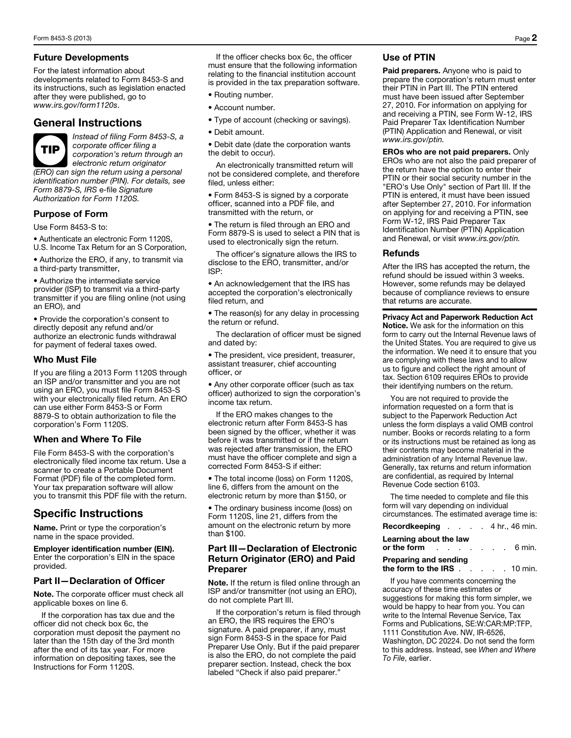## Future Developments

For the latest information about developments related to Form 8453-S and its instructions, such as legislation enacted after they were published, go to *www.irs.gov/form1120s*.

# General Instructions

**TIP** *Instead of filing Form 8453-S, a corporate officer filing a corporation's return through an electronic return originator (ERO) can sign the return using a personal identification number (PIN). For details, see Form 8879-S, IRS* e-file *Signature Authorization for Form 1120S.*

## Purpose of Form

Use Form 8453-S to:

- Authenticate an electronic Form 1120S, U.S. Income Tax Return for an S Corporation,
- Authorize the ERO, if any, to transmit via a third-party transmitter,
- Authorize the intermediate service provider (ISP) to transmit via a third-party transmitter if you are filing online (not using an ERO), and
- Provide the corporation's consent to directly deposit any refund and/or authorize an electronic funds withdrawal for payment of federal taxes owed.

## Who Must File

If you are filing a 2013 Form 1120S through an ISP and/or transmitter and you are not using an ERO, you must file Form 8453-S with your electronically filed return. An ERO can use either Form 8453-S or Form 8879-S to obtain authorization to file the corporation's Form 1120S.

## When and Where To File

File Form 8453-S with the corporation's electronically filed income tax return. Use a scanner to create a Portable Document Format (PDF) file of the completed form. Your tax preparation software will allow you to transmit this PDF file with the return.

# Specific Instructions

**Name.** Print or type the corporation's name in the space provided.

**Employer identification number (EIN).** Enter the corporation's EIN in the space provided.

## Part II—Declaration of Officer

**Note.** The corporate officer must check all applicable boxes on line 6.

If the corporation has tax due and the officer did not check box 6c, the corporation must deposit the payment no later than the 15th day of the 3rd month after the end of its tax year. For more information on depositing taxes, see the Instructions for Form 1120S.

If the officer checks box 6c, the officer must ensure that the following information relating to the financial institution account is provided in the tax preparation software.

- Routing number.
- Account number.
- Type of account (checking or savings).
- Debit amount.
- Debit date (date the corporation wants the debit to occur).

An electronically transmitted return will not be considered complete, and therefore filed, unless either:

- Form 8453-S is signed by a corporate officer, scanned into a PDF file, and transmitted with the return, or
- The return is filed through an ERO and Form 8879-S is used to select a PIN that is used to electronically sign the return.

The officer's signature allows the IRS to disclose to the ERO, transmitter, and/or ISP:

- An acknowledgement that the IRS has accepted the corporation's electronically filed return, and
- The reason(s) for any delay in processing the return or refund.

The declaration of officer must be signed and dated by:

- The president, vice president, treasurer, assistant treasurer, chief accounting officer, or
- Any other corporate officer (such as tax officer) authorized to sign the corporation's income tax return.

If the ERO makes changes to the electronic return after Form 8453-S has been signed by the officer, whether it was before it was transmitted or if the return was rejected after transmission, the ERO must have the officer complete and sign a corrected Form 8453-S if either:

- The total income (loss) on Form 1120S, line 6, differs from the amount on the electronic return by more than $150, or
- The ordinary business income (loss) on Form 1120S, line 21, differs from the amount on the electronic return by more than $100.

## Part III—Declaration of Electronic Return Originator (ERO) and Paid Preparer

**Note.** If the return is filed online through an ISP and/or transmitter (not using an ERO), do not complete Part III.

If the corporation's return is filed through an ERO, the IRS requires the ERO's signature. A paid preparer, if any, must sign Form 8453-S in the space for Paid Preparer Use Only. But if the paid preparer is also the ERO, do not complete the paid preparer section. Instead, check the box labeled "Check if also paid preparer."

## Use of PTIN

**Paid preparers.** Anyone who is paid to prepare the corporation's return must enter their PTIN in Part III. The PTIN entered must have been issued after September 27, 2010. For information on applying for and receiving a PTIN, see Form W-12, IRS Paid Preparer Tax Identification Number (PTIN) Application and Renewal, or visit *www.irs.gov/ptin.*

**EROs who are not paid preparers.** Only EROs who are not also the paid preparer of the return have the option to enter their PTIN or their social security number in the "ERO's Use Only" section of Part III. If the PTIN is entered, it must have been issued after September 27, 2010. For information on applying for and receiving a PTIN, see Form W-12, IRS Paid Preparer Tax Identification Number (PTIN) Application and Renewal, or visit *www.irs.gov/ptin.*

## Refunds

After the IRS has accepted the return, the refund should be issued within 3 weeks. However, some refunds may be delayed because of compliance reviews to ensure that returns are accurate.

**Privacy Act and Paperwork Reduction Act Notice.** We ask for the information on this form to carry out the Internal Revenue laws of the United States. You are required to give us the information. We need it to ensure that you are complying with these laws and to allow us to figure and collect the right amount of tax. Section 6109 requires EROs to provide their identifying numbers on the return.

You are not required to provide the information requested on a form that is subject to the Paperwork Reduction Act unless the form displays a valid OMB control number. Books or records relating to a form or its instructions must be retained as long as their contents may become material in the administration of any Internal Revenue law. Generally, tax returns and return information are confidential, as required by Internal Revenue Code section 6103.

The time needed to complete and file this form will vary depending on individual circumstances. The estimated average time is:

| | |
|---|---|
| **Recordkeeping** | 4 hr., 46 min. |
| **Learning about the law or the form** | 6 min. |
| **Preparing and sending the form to the IRS** | 10 min. |

If you have comments concerning the accuracy of these time estimates or suggestions for making this form simpler, we would be happy to hear from you. You can write to the Internal Revenue Service, Tax Forms and Publications, SE:W:CAR:MP:TFP, 1111 Constitution Ave. NW, IR-6526, Washington, DC 20224. Do not send the form to this address. Instead, see *When and Where To File*, earlier.